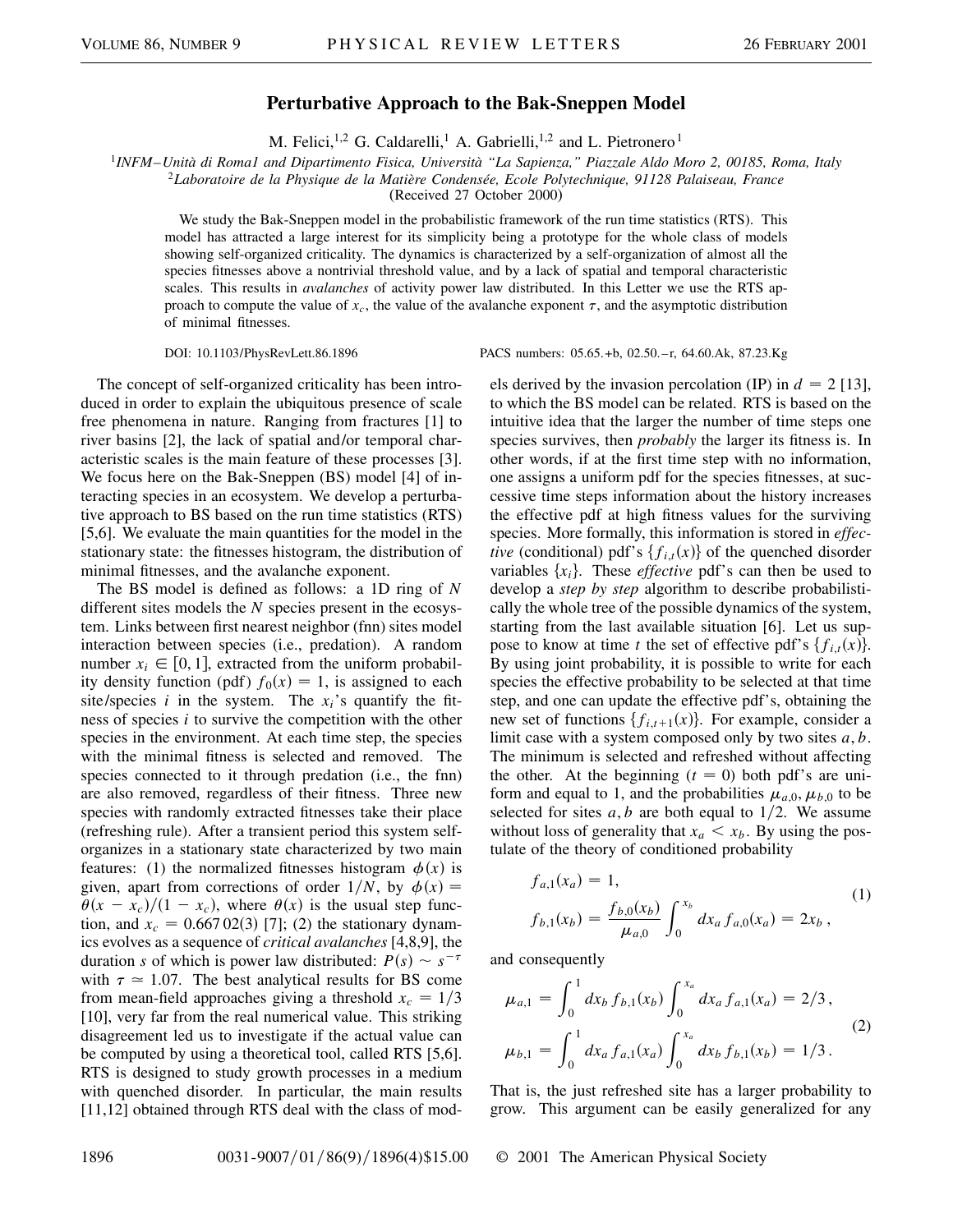# Perturbative Approach to the Bak-Sneppen Model

M. Felici,[1,2] G. Caldarelli,[1] A. Gabrielli,[1,2] and L. Pietronero[1]

[1]INFM–Unità di Roma1 and Dipartimento Fisica, Università "La Sapienza," Piazzale Aldo Moro 2, 00185, Roma, Italy
[2]Laboratoire de la Physique de la Matière Condensée, Ecole Polytechnique, 91128 Palaiseau, France

(Received 27 October 2000)

We study the Bak-Sneppen model in the probabilistic framework of the run time statistics (RTS). This model has attracted a large interest for its simplicity being a prototype for the whole class of models showing self-organized criticality. The dynamics is characterized by a self-organization of almost all the species fitnesses above a nontrivial threshold value, and by a lack of spatial and temporal characteristic scales. This results in *avalanches* of activity power law distributed. In this Letter we use the RTS approach to compute the value of $x_c$, the value of the avalanche exponent $\tau$, and the asymptotic distribution of minimal fitnesses.

DOI: 10.1103/PhysRevLett.86.1896 PACS numbers: 05.65.+b, 02.50.–r, 64.60.Ak, 87.23.Kg

The concept of self-organized criticality has been introduced in order to explain the ubiquitous presence of scale free phenomena in nature. Ranging from fractures [1] to river basins [2], the lack of spatial and/or temporal characteristic scales is the main feature of these processes [3]. We focus here on the Bak-Sneppen (BS) model [4] of interacting species in an ecosystem. We develop a perturbative approach to BS based on the run time statistics (RTS) [5,6]. We evaluate the main quantities for the model in the stationary state: the fitnesses histogram, the distribution of minimal fitnesses, and the avalanche exponent.

The BS model is defined as follows: a 1D ring of $N$ different sites models the $N$ species present in the ecosystem. Links between first nearest neighbor (fnn) sites model interaction between species (i.e., predation). A random number $x_i \in [0, 1]$, extracted from the uniform probability density function (pdf) $f_0(x) = 1$, is assigned to each site/species $i$ in the system. The $x_i$'s quantify the fitness of species $i$ to survive the competition with the other species in the environment. At each time step, the species with the minimal fitness is selected and removed. The species connected to it through predation (i.e., the fnn) are also removed, regardless of their fitness. Three new species with randomly extracted fitnesses take their place (refreshing rule). After a transient period this system self-organizes in a stationary state characterized by two main features: (1) the normalized fitnesses histogram $\phi(x)$ is given, apart from corrections of order $1/N$, by $\phi(x) = \theta(x - x_c)/(1 - x_c)$, where $\theta(x)$ is the usual step function, and $x_c = 0.667\,02(3)$ [7]; (2) the stationary dynamics evolves as a sequence of *critical avalanches* [4,8,9], the duration $s$ of which is power law distributed: $P(s) \sim s^{-\tau}$ with $\tau \simeq 1.07$. The best analytical results for BS come from mean-field approaches giving a threshold $x_c = 1/3$ [10], very far from the real numerical value. This striking disagreement led us to investigate if the actual value can be computed by using a theoretical tool, called RTS [5,6]. RTS is designed to study growth processes in a medium with quenched disorder. In particular, the main results [11,12] obtained through RTS deal with the class of models derived by the invasion percolation (IP) in $d = 2$ [13], to which the BS model can be related. RTS is based on the intuitive idea that the larger the number of time steps one species survives, then *probably* the larger its fitness is. In other words, if at the first time step with no information, one assigns a uniform pdf for the species fitnesses, at successive time steps information about the history increases the effective pdf at high fitness values for the surviving species. More formally, this information is stored in *effective* (conditional) pdf's $\{f_{i,t}(x)\}$ of the quenched disorder variables $\{x_i\}$. These *effective* pdf's can then be used to develop a *step by step* algorithm to describe probabilistically the whole tree of the possible dynamics of the system, starting from the last available situation [6]. Let us suppose to know at time $t$ the set of effective pdf's $\{f_{i,t}(x)\}$. By using joint probability, it is possible to write for each species the effective probability to be selected at that time step, and one can update the effective pdf's, obtaining the new set of functions $\{f_{i,t+1}(x)\}$. For example, consider a limit case with a system composed only by two sites $a, b$. The minimum is selected and refreshed without affecting the other. At the beginning ($t = 0$) both pdf's are uniform and equal to 1, and the probabilities $\mu_{a,0}, \mu_{b,0}$ to be selected for sites $a, b$ are both equal to $1/2$. We assume without loss of generality that $x_a < x_b$. By using the postulate of the theory of conditioned probability

$$
\begin{aligned}
f_{a,1}(x_a) &= 1, \\
f_{b,1}(x_b) &= \frac{f_{b,0}(x_b)}{\mu_{a,0}} \int_0^{x_b} dx_a\, f_{a,0}(x_a) = 2x_b\,,
\end{aligned}
\tag{1}
$$

and consequently

$$
\begin{aligned}
\mu_{a,1} &= \int_0^1 dx_b\, f_{b,1}(x_b) \int_0^{x_a} dx_a\, f_{a,1}(x_a) = 2/3\,, \\
\mu_{b,1} &= \int_0^1 dx_a\, f_{a,1}(x_a) \int_0^{x_a} dx_b\, f_{b,1}(x_b) = 1/3\,.
\end{aligned}
\tag{2}
$$

That is, the just refreshed site has a larger probability to grow. This argument can be easily generalized for any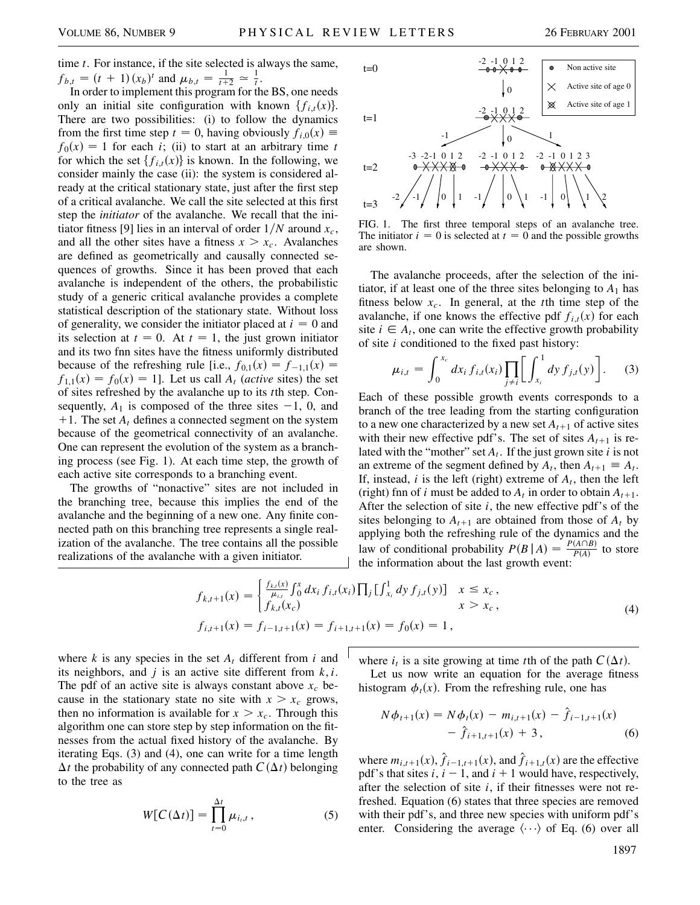time $t$. For instance, if the site selected is always the same, $f_{b,t} = (t+1)(x_b)^t$ and $\mu_{b,t} = \frac{1}{t+2} \simeq \frac{1}{t}$.

In order to implement this program for the BS, one needs only an initial site configuration with known $\{f_{i,t}(x)\}$. There are two possibilities: (i) to follow the dynamics from the first time step $t = 0$, having obviously $f_{i,0}(x) \equiv f_0(x) = 1$ for each $i$; (ii) to start at an arbitrary time $t$ for which the set $\{f_{i,t}(x)\}$ is known. In the following, we consider mainly the case (ii): the system is considered already at the critical stationary state, just after the first step of a critical avalanche. We call the site selected at this first step the *initiator* of the avalanche. We recall that the initiator fitness [9] lies in an interval of order $1/N$ around $x_c$, and all the other sites have a fitness $x > x_c$. Avalanches are defined as geometrically and causally connected sequences of growths. Since it has been proved that each avalanche is independent of the others, the probabilistic study of a generic critical avalanche provides a complete statistical description of the stationary state. Without loss of generality, we consider the initiator placed at $i = 0$ and its selection at $t = 0$. At $t = 1$, the just grown initiator and its two fnn sites have the fitness uniformly distributed because of the refreshing rule [i.e., $f_{0,1}(x) = f_{-1,1}(x) = f_{1,1}(x) = f_0(x) = 1$]. Let us call $A_t$ (*active* sites) the set of sites refreshed by the avalanche up to its $t$th step. Consequently, $A_1$ is composed of the three sites $-1$, 0, and $+1$. The set $A_t$ defines a connected segment on the system because of the geometrical connectivity of an avalanche. One can represent the evolution of the system as a branching process (see Fig. 1). At each time step, the growth of each active site corresponds to a branching event.

The growths of "nonactive" sites are not included in the branching tree, because this implies the end of the avalanche and the beginning of a new one. Any finite connected path on this branching tree represents a single realization of the avalanche. The tree contains all the possible realizations of the avalanche with a given initiator.

FIG. 1. The first three temporal steps of an avalanche tree. The initiator $i = 0$ is selected at $t = 0$ and the possible growths are shown.

The avalanche proceeds, after the selection of the initiator, if at least one of the three sites belonging to $A_1$ has fitness below $x_c$. In general, at the $t$th time step of the avalanche, if one knows the effective pdf $f_{i,t}(x)$ for each site $i \in A_t$, one can write the effective growth probability of site $i$ conditioned to the fixed past history:

$$\mu_{i,t} = \int_0^{x_c} dx_i\, f_{i,t}(x_i) \prod_{j \neq i} \left[ \int_{x_i}^1 dy\, f_{j,t}(y) \right]. \tag{3}$$

Each of these possible growth events corresponds to a branch of the tree leading from the starting configuration to a new one characterized by a new set $A_{t+1}$ of active sites with their new effective pdf's. The set of sites $A_{t+1}$ is related with the "mother" set $A_t$. If the just grown site $i$ is not an extreme of the segment defined by $A_t$, then $A_{t+1} \equiv A_t$. If, instead, $i$ is the left (right) extreme of $A_t$, then the left (right) fnn of $i$ must be added to $A_t$ in order to obtain $A_{t+1}$. After the selection of site $i$, the new effective pdf's of the sites belonging to $A_{t+1}$ are obtained from those of $A_t$ by applying both the refreshing rule of the dynamics and the law of conditional probability $P(B \mid A) = \frac{P(A \cap B)}{P(A)}$ to store the information about the last growth event:

$$f_{k,t+1}(x) = \begin{cases} \frac{f_{k,t}(x)}{\mu_{i,t}} \int_0^x dx_i\, f_{i,t}(x_i) \prod_j [\int_{x_i}^1 dy\, f_{j,t}(y)] & x \le x_c\,, \\ f_{k,t}(x_c) & x > x_c\,, \end{cases}$$
$$f_{i,t+1}(x) = f_{i-1,t+1}(x) = f_{i+1,t+1}(x) = f_0(x) = 1\,, \tag{4}$$

where $k$ is any species in the set $A_t$ different from $i$ and its neighbors, and $j$ is an active site different from $k, i$. The pdf of an active site is always constant above $x_c$ because in the stationary state no site with $x > x_c$ grows, then no information is available for $x > x_c$. Through this algorithm one can store step by step information on the fitnesses from the actual fixed history of the avalanche. By iterating Eqs. (3) and (4), one can write for a time length $\Delta t$ the probability of any connected path $C(\Delta t)$ belonging to the tree as

$$W[C(\Delta t)] = \prod_{t=0}^{\Delta t} \mu_{i_t,t}\,, \tag{5}$$

where $i_t$ is a site growing at time $t$th of the path $C(\Delta t)$.

Let us now write an equation for the average fitness histogram $\phi_t(x)$. From the refreshing rule, one has

$$N\phi_{t+1}(x) = N\phi_t(x) - m_{i,t+1}(x) - \hat{f}_{i-1,t+1}(x) - \hat{f}_{i+1,t+1}(x) + 3\,, \tag{6}$$

where $m_{i,t+1}(x)$, $\hat{f}_{i-1,t+1}(x)$, and $\hat{f}_{i+1,t}(x)$ are the effective pdf's that sites $i$, $i-1$, and $i+1$ would have, respectively, after the selection of site $i$, if their fitnesses were not refreshed. Equation (6) states that three species are removed with their pdf's, and three new species with uniform pdf's enter. Considering the average $\langle \cdots \rangle$ of Eq. (6) over all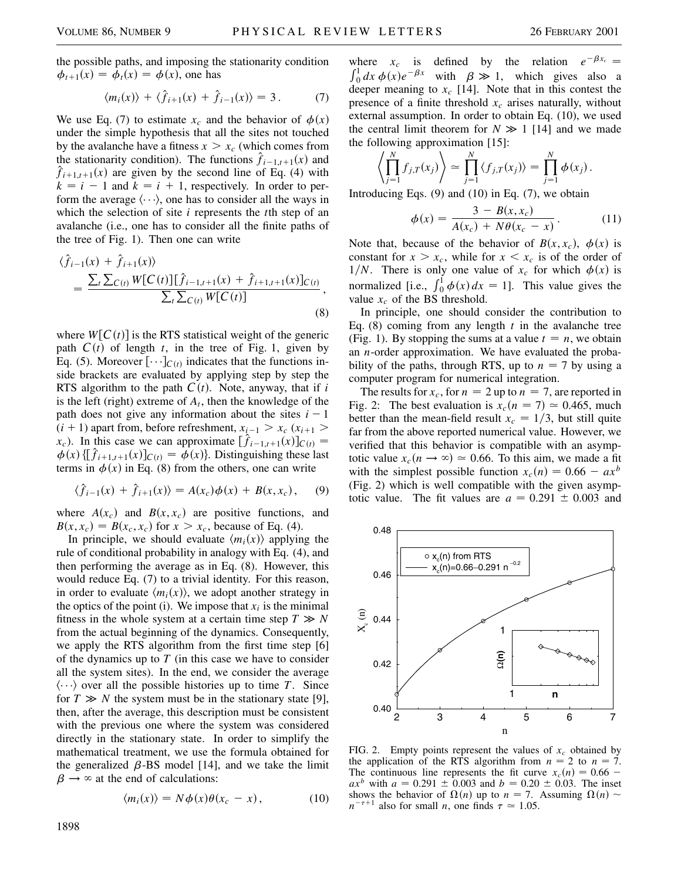the possible paths, and imposing the stationarity condition $\phi_{t+1}(x) = \phi_t(x) = \phi(x)$, one has

$$\langle m_i(x) \rangle + \langle \hat{f}_{i+1}(x) + \hat{f}_{i-1}(x) \rangle = 3 . \tag{7}$$

We use Eq. (7) to estimate $x_c$ and the behavior of $\phi(x)$ under the simple hypothesis that all the sites not touched by the avalanche have a fitness $x > x_c$ (which comes from the stationarity condition). The functions $\hat{f}_{i-1,t+1}(x)$ and $\hat{f}_{i+1,t+1}(x)$ are given by the second line of Eq. (4) with $k = i - 1$ and $k = i + 1$, respectively. In order to perform the average $\langle \cdots \rangle$, one has to consider all the ways in which the selection of site $i$ represents the $t$th step of an avalanche (i.e., one has to consider all the finite paths of the tree of Fig. 1). Then one can write

$$\langle \hat{f}_{i-1}(x) + \hat{f}_{i+1}(x) \rangle = \frac{\sum_t \sum_{C(t)} W[C(t)][\hat{f}_{i-1,t+1}(x) + \hat{f}_{i+1,t+1}(x)]_{C(t)}}{\sum_t \sum_{C(t)} W[C(t)]} , \tag{8}$$

where $W[C(t)]$ is the RTS statistical weight of the generic path $C(t)$ of length $t$, in the tree of Fig. 1, given by Eq. (5). Moreover $[\cdots]_{C(t)}$ indicates that the functions inside brackets are evaluated by applying step by step the RTS algorithm to the path $C(t)$. Note, anyway, that if $i$ is the left (right) extreme of $A_t$, then the knowledge of the path does not give any information about the sites $i - 1$ ($i + 1$) apart from, before refreshment, $x_{i-1} > x_c$ ($x_{i+1} > x_c$). In this case we can approximate $[\hat{f}_{i-1,t+1}(x)]_{C(t)} = \phi(x)$ $\{[\hat{f}_{i+1,t+1}(x)]_{C(t)} = \phi(x)\}$. Distinguishing these last terms in $\phi(x)$ in Eq. (8) from the others, one can write

$$\langle \hat{f}_{i-1}(x) + \hat{f}_{i+1}(x) \rangle = A(x_c)\phi(x) + B(x, x_c) , \tag{9}$$

where $A(x_c)$ and $B(x, x_c)$ are positive functions, and $B(x, x_c) = B(x_c, x_c)$ for $x > x_c$, because of Eq. (4).

In principle, we should evaluate $\langle m_i(x) \rangle$ applying the rule of conditional probability in analogy with Eq. (4), and then performing the average as in Eq. (8). However, this would reduce Eq. (7) to a trivial identity. For this reason, in order to evaluate $\langle m_i(x) \rangle$, we adopt another strategy in the optics of the point (i). We impose that $x_i$ is the minimal fitness in the whole system at a certain time step $T \gg N$ from the actual beginning of the dynamics. Consequently, we apply the RTS algorithm from the first time step [6] of the dynamics up to $T$ (in this case we have to consider all the system sites). In the end, we consider the average $\langle \cdots \rangle$ over all the possible histories up to time $T$. Since for $T \gg N$ the system must be in the stationary state [9], then, after the average, this description must be consistent with the previous one where the system was considered directly in the stationary state. In order to simplify the mathematical treatment, we use the formula obtained for the generalized $\beta$-BS model [14], and we take the limit $\beta \to \infty$ at the end of calculations:

$$\langle m_i(x) \rangle = N\phi(x)\theta(x_c - x) , \tag{10}$$

where $x_c$ is defined by the relation $e^{-\beta x_c} = \int_0^1 dx\, \phi(x) e^{-\beta x}$ with $\beta \gg 1$, which gives also a deeper meaning to $x_c$ [14]. Note that in this contest the presence of a finite threshold $x_c$ arises naturally, without external assumption. In order to obtain Eq. (10), we used the central limit theorem for $N \gg 1$ [14] and we made the following approximation [15]:

$$\left\langle \prod_{j=1}^{N} f_{j,T}(x_j) \right\rangle \simeq \prod_{j=1}^{N} \langle f_{j,T}(x_j) \rangle = \prod_{j=1}^{N} \phi(x_j) .$$

Introducing Eqs. (9) and (10) in Eq. (7), we obtain

$$\phi(x) = \frac{3 - B(x, x_c)}{A(x_c) + N\theta(x_c - x)} . \tag{11}$$

Note that, because of the behavior of $B(x, x_c)$, $\phi(x)$ is constant for $x > x_c$, while for $x < x_c$ is of the order of $1/N$. There is only one value of $x_c$ for which $\phi(x)$ is normalized [i.e., $\int_0^1 \phi(x)\, dx = 1$]. This value gives the value $x_c$ of the BS threshold.

In principle, one should consider the contribution to Eq. (8) coming from any length $t$ in the avalanche tree (Fig. 1). By stopping the sums at a value $t = n$, we obtain an $n$-order approximation. We have evaluated the probability of the paths, through RTS, up to $n = 7$ by using a computer program for numerical integration.

The results for $x_c$, for $n = 2$ up to $n = 7$, are reported in Fig. 2: The best evaluation is $x_c(n = 7) \simeq 0.465$, much better than the mean-field result $x_c = 1/3$, but still quite far from the above reported numerical value. However, we verified that this behavior is compatible with an asymptotic value $x_c(n \to \infty) \simeq 0.66$. To this aim, we made a fit with the simplest possible function $x_c(n) = 0.66 - an^b$ (Fig. 2) which is well compatible with the given asymptotic value. The fit values are $a = 0.291 \pm 0.003$ and

FIG. 2. Empty points represent the values of $x_c$ obtained by the application of the RTS algorithm from $n = 2$ to $n = 7$. The continuous line represents the fit curve $x_c(n) = 0.66 - an^b$ with $a = 0.291 \pm 0.003$ and $b = 0.20 \pm 0.03$. The inset shows the behavior of $\Omega(n)$ up to $n = 7$. Assuming $\Omega(n) \sim n^{-\tau+1}$ also for small $n$, one finds $\tau \simeq 1.05$.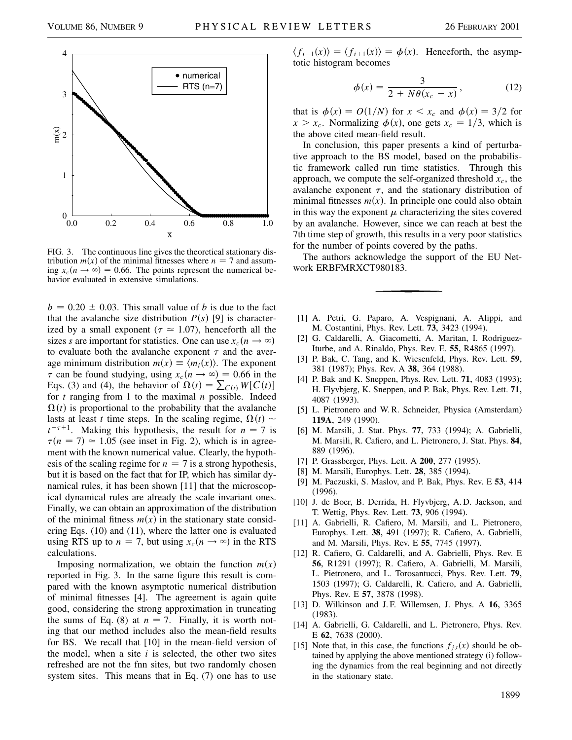4
3
2
1
0
m(x)
0.0
0.2
0.4
0.6
0.8
1.0
x
• numerical
RTS (n=7)

FIG. 3. The continuous line gives the theoretical stationary distribution $m(x)$ of the minimal fitnesses where $n = 7$ and assuming $x_c(n \to \infty) = 0.66$. The points represent the numerical behavior evaluated in extensive simulations.

$b = 0.20 \pm 0.03$. This small value of $b$ is due to the fact that the avalanche size distribution $P(s)$ [9] is characterized by a small exponent ($\tau \simeq 1.07$), henceforth all the sizes $s$ are important for statistics. One can use $x_c(n \to \infty)$ to evaluate both the avalanche exponent $\tau$ and the average minimum distribution $m(x) \equiv \langle m_i(x) \rangle$. The exponent $\tau$ can be found studying, using $x_c(n \to \infty) = 0.66$ in the Eqs. (3) and (4), the behavior of $\Omega(t) = \sum_{C(t)} W[C(t)]$ for $t$ ranging from 1 to the maximal $n$ possible. Indeed $\Omega(t)$ is proportional to the probability that the avalanche lasts at least $t$ time steps. In the scaling regime, $\Omega(t) \sim t^{-\tau+1}$. Making this hypothesis, the result for $n = 7$ is $\tau(n = 7) \simeq 1.05$ (see inset in Fig. 2), which is in agreement with the known numerical value. Clearly, the hypothesis of the scaling regime for $n = 7$ is a strong hypothesis, but it is based on the fact that for IP, which has similar dynamical rules, it has been shown [11] that the microscopical dynamical rules are already the scale invariant ones. Finally, we can obtain an approximation of the distribution of the minimal fitness $m(x)$ in the stationary state considering Eqs. (10) and (11), where the latter one is evaluated using RTS up to $n = 7$, but using $x_c(n \to \infty)$ in the RTS calculations.

Imposing normalization, we obtain the function $m(x)$ reported in Fig. 3. In the same figure this result is compared with the known asymptotic numerical distribution of minimal fitnesses [4]. The agreement is again quite good, considering the strong approximation in truncating the sums of Eq. (8) at $n = 7$. Finally, it is worth noting that our method includes also the mean-field results for BS. We recall that [10] in the mean-field version of the model, when a site $i$ is selected, the other two sites refreshed are not the fnn sites, but two randomly chosen system sites. This means that in Eq. (7) one has to use $\langle f_{i-1}(x) \rangle = \langle f_{i+1}(x) \rangle = \phi(x)$. Henceforth, the asymptotic histogram becomes

$$\phi(x) = \frac{3}{2 + N\theta(x_c - x)}, \tag{12}$$

that is $\phi(x) = O(1/N)$ for $x < x_c$ and $\phi(x) = 3/2$ for $x > x_c$. Normalizing $\phi(x)$, one gets $x_c = 1/3$, which is the above cited mean-field result.

In conclusion, this paper presents a kind of perturbative approach to the BS model, based on the probabilistic framework called run time statistics. Through this approach, we compute the self-organized threshold $x_c$, the avalanche exponent $\tau$, and the stationary distribution of minimal fitnesses $m(x)$. In principle one could also obtain in this way the exponent $\mu$ characterizing the sites covered by an avalanche. However, since we can reach at best the 7th time step of growth, this results in a very poor statistics for the number of points covered by the paths.

The authors acknowledge the support of the EU Network ERBFMRXCT980183.

[1] A. Petri, G. Paparo, A. Vespignani, A. Alippi, and M. Costantini, Phys. Rev. Lett. **73**, 3423 (1994).

[2] G. Caldarelli, A. Giacometti, A. Maritan, I. Rodriguez-Iturbe, and A. Rinaldo, Phys. Rev. E. **55**, R4865 (1997).

[3] P. Bak, C. Tang, and K. Wiesenfeld, Phys. Rev. Lett. **59**, 381 (1987); Phys. Rev. A **38**, 364 (1988).

[4] P. Bak and K. Sneppen, Phys. Rev. Lett. **71**, 4083 (1993); H. Flyvbjerg, K. Sneppen, and P. Bak, Phys. Rev. Lett. **71**, 4087 (1993).

[5] L. Pietronero and W. R. Schneider, Physica (Amsterdam) **119A**, 249 (1990).

[6] M. Marsili, J. Stat. Phys. **77**, 733 (1994); A. Gabrielli, M. Marsili, R. Cafiero, and L. Pietronero, J. Stat. Phys. **84**, 889 (1996).

[7] P. Grassberger, Phys. Lett. A **200**, 277 (1995).

[8] M. Marsili, Europhys. Lett. **28**, 385 (1994).

[9] M. Paczuski, S. Maslov, and P. Bak, Phys. Rev. E **53**, 414 (1996).

[10] J. de Boer, B. Derrida, H. Flyvbjerg, A. D. Jackson, and T. Wettig, Phys. Rev. Lett. **73**, 906 (1994).

[11] A. Gabrielli, R. Cafiero, M. Marsili, and L. Pietronero, Europhys. Lett. **38**, 491 (1997); R. Cafiero, A. Gabrielli, and M. Marsili, Phys. Rev. E **55**, 7745 (1997).

[12] R. Cafiero, G. Caldarelli, and A. Gabrielli, Phys. Rev. E **56**, R1291 (1997); R. Cafiero, A. Gabrielli, M. Marsili, L. Pietronero, and L. Torosantucci, Phys. Rev. Lett. **79**, 1503 (1997); G. Caldarelli, R. Cafiero, and A. Gabrielli, Phys. Rev. E **57**, 3878 (1998).

[13] D. Wilkinson and J. F. Willemsen, J. Phys. A **16**, 3365 (1983).

[14] A. Gabrielli, G. Caldarelli, and L. Pietronero, Phys. Rev. E **62**, 7638 (2000).

[15] Note that, in this case, the functions $f_{j,t}(x)$ should be obtained by applying the above mentioned strategy (i) following the dynamics from the real beginning and not directly in the stationary state.